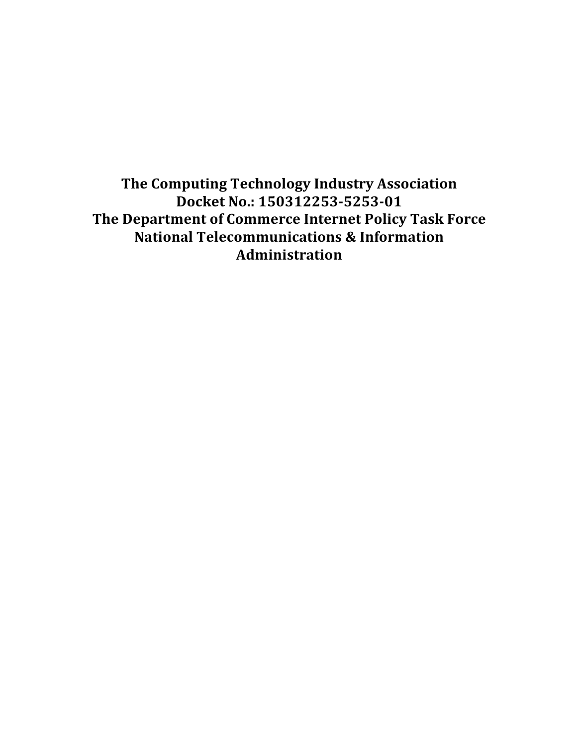**The Computing Technology Industry Association**
**Docket No.: 150312253-5253-01**
**The Department of Commerce Internet Policy Task Force**
**National Telecommunications & Information Administration**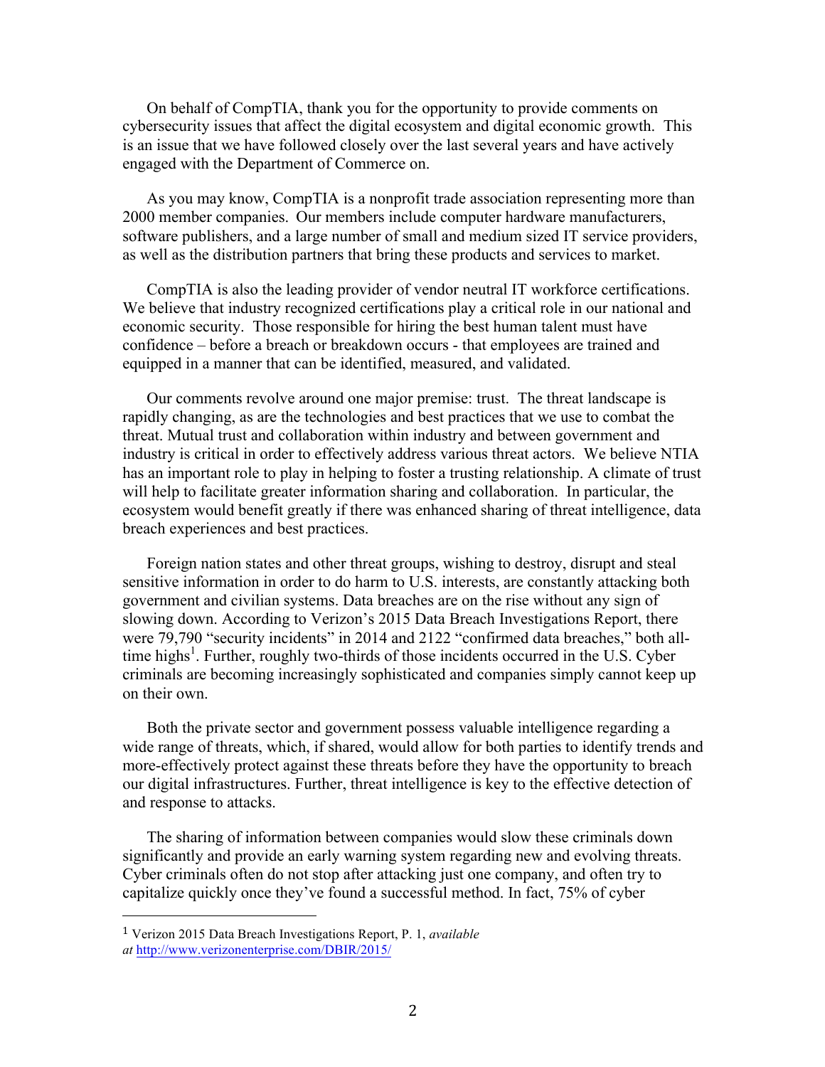On behalf of CompTIA, thank you for the opportunity to provide comments on cybersecurity issues that affect the digital ecosystem and digital economic growth. This is an issue that we have followed closely over the last several years and have actively engaged with the Department of Commerce on.

As you may know, CompTIA is a nonprofit trade association representing more than 2000 member companies. Our members include computer hardware manufacturers, software publishers, and a large number of small and medium sized IT service providers, as well as the distribution partners that bring these products and services to market.

CompTIA is also the leading provider of vendor neutral IT workforce certifications. We believe that industry recognized certifications play a critical role in our national and economic security. Those responsible for hiring the best human talent must have confidence – before a breach or breakdown occurs - that employees are trained and equipped in a manner that can be identified, measured, and validated.

Our comments revolve around one major premise: trust. The threat landscape is rapidly changing, as are the technologies and best practices that we use to combat the threat. Mutual trust and collaboration within industry and between government and industry is critical in order to effectively address various threat actors. We believe NTIA has an important role to play in helping to foster a trusting relationship. A climate of trust will help to facilitate greater information sharing and collaboration. In particular, the ecosystem would benefit greatly if there was enhanced sharing of threat intelligence, data breach experiences and best practices.

Foreign nation states and other threat groups, wishing to destroy, disrupt and steal sensitive information in order to do harm to U.S. interests, are constantly attacking both government and civilian systems. Data breaches are on the rise without any sign of slowing down. According to Verizon's 2015 Data Breach Investigations Report, there were 79,790 "security incidents" in 2014 and 2122 "confirmed data breaches," both all-time highs[1]. Further, roughly two-thirds of those incidents occurred in the U.S. Cyber criminals are becoming increasingly sophisticated and companies simply cannot keep up on their own.

Both the private sector and government possess valuable intelligence regarding a wide range of threats, which, if shared, would allow for both parties to identify trends and more-effectively protect against these threats before they have the opportunity to breach our digital infrastructures. Further, threat intelligence is key to the effective detection of and response to attacks.

The sharing of information between companies would slow these criminals down significantly and provide an early warning system regarding new and evolving threats. Cyber criminals often do not stop after attacking just one company, and often try to capitalize quickly once they've found a successful method. In fact, 75% of cyber

---

[1] Verizon 2015 Data Breach Investigations Report, P. 1, *available at* http://www.verizonenterprise.com/DBIR/2015/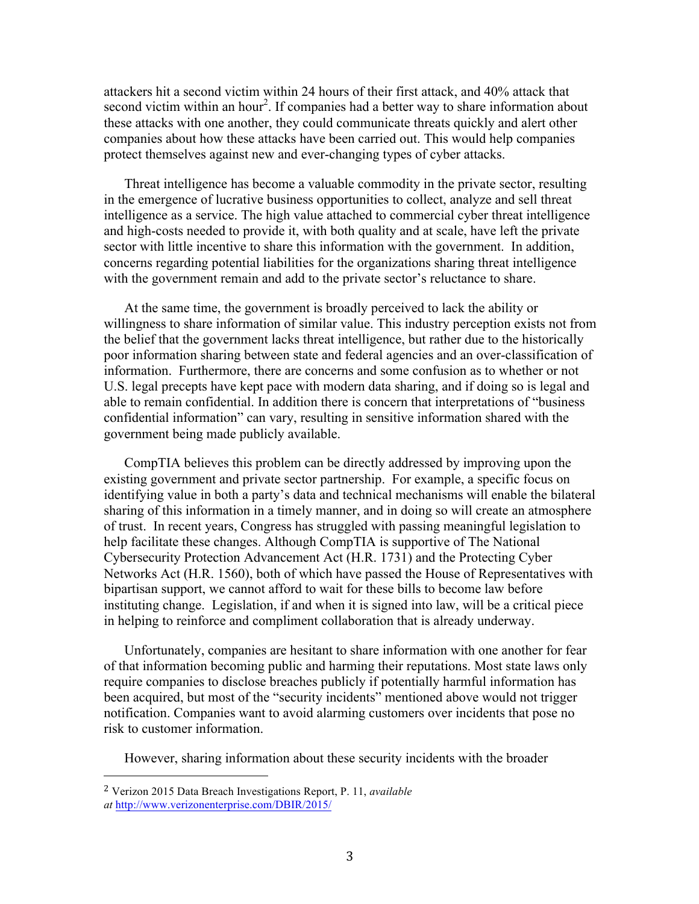attackers hit a second victim within 24 hours of their first attack, and 40% attack that second victim within an hour[2]. If companies had a better way to share information about these attacks with one another, they could communicate threats quickly and alert other companies about how these attacks have been carried out. This would help companies protect themselves against new and ever-changing types of cyber attacks.

Threat intelligence has become a valuable commodity in the private sector, resulting in the emergence of lucrative business opportunities to collect, analyze and sell threat intelligence as a service. The high value attached to commercial cyber threat intelligence and high-costs needed to provide it, with both quality and at scale, have left the private sector with little incentive to share this information with the government. In addition, concerns regarding potential liabilities for the organizations sharing threat intelligence with the government remain and add to the private sector's reluctance to share.

At the same time, the government is broadly perceived to lack the ability or willingness to share information of similar value. This industry perception exists not from the belief that the government lacks threat intelligence, but rather due to the historically poor information sharing between state and federal agencies and an over-classification of information. Furthermore, there are concerns and some confusion as to whether or not U.S. legal precepts have kept pace with modern data sharing, and if doing so is legal and able to remain confidential. In addition there is concern that interpretations of "business confidential information" can vary, resulting in sensitive information shared with the government being made publicly available.

CompTIA believes this problem can be directly addressed by improving upon the existing government and private sector partnership. For example, a specific focus on identifying value in both a party's data and technical mechanisms will enable the bilateral sharing of this information in a timely manner, and in doing so will create an atmosphere of trust. In recent years, Congress has struggled with passing meaningful legislation to help facilitate these changes. Although CompTIA is supportive of The National Cybersecurity Protection Advancement Act (H.R. 1731) and the Protecting Cyber Networks Act (H.R. 1560), both of which have passed the House of Representatives with bipartisan support, we cannot afford to wait for these bills to become law before instituting change. Legislation, if and when it is signed into law, will be a critical piece in helping to reinforce and compliment collaboration that is already underway.

Unfortunately, companies are hesitant to share information with one another for fear of that information becoming public and harming their reputations. Most state laws only require companies to disclose breaches publicly if potentially harmful information has been acquired, but most of the "security incidents" mentioned above would not trigger notification. Companies want to avoid alarming customers over incidents that pose no risk to customer information.

However, sharing information about these security incidents with the broader

---

[2] Verizon 2015 Data Breach Investigations Report, P. 11, *available at* http://www.verizonenterprise.com/DBIR/2015/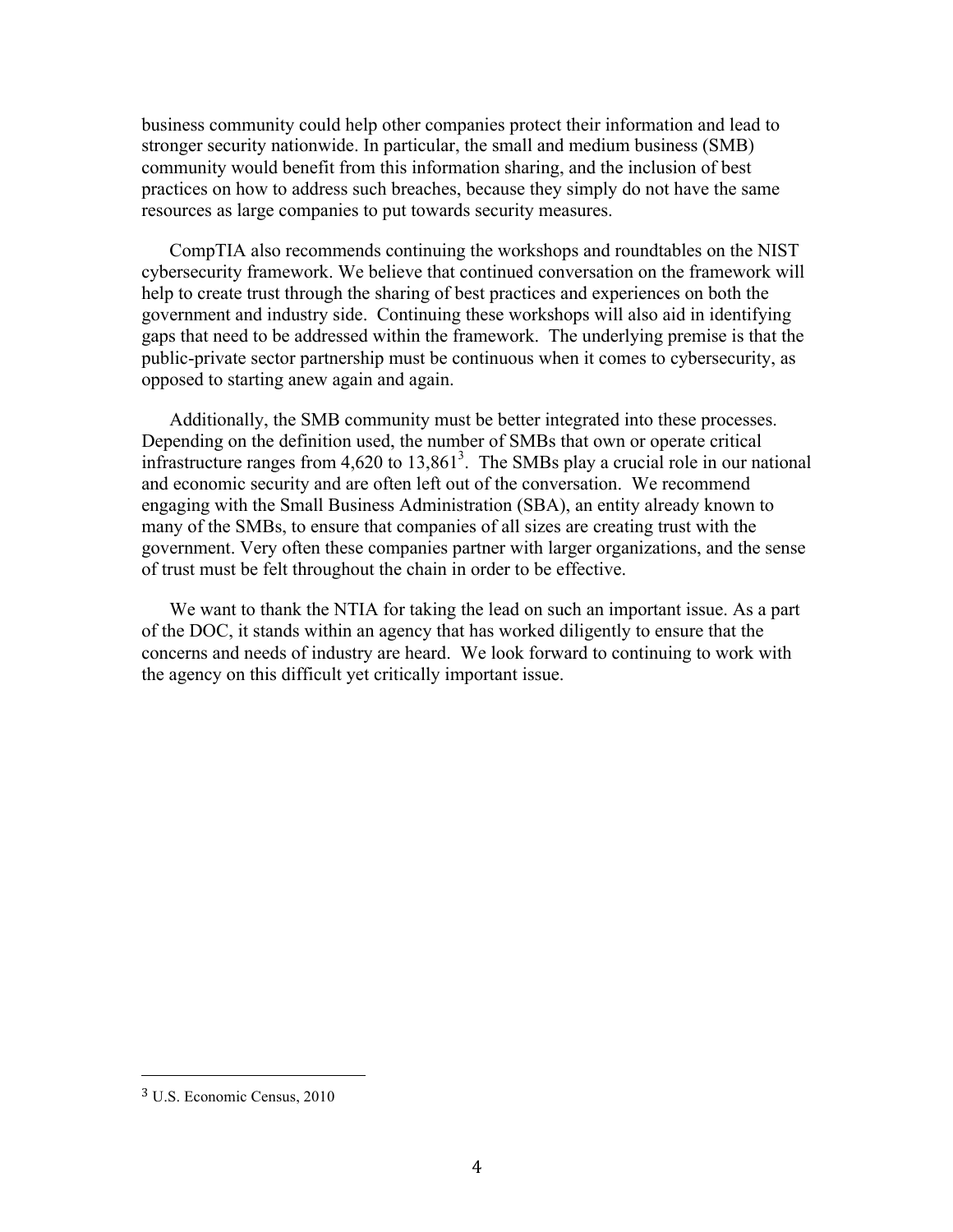business community could help other companies protect their information and lead to stronger security nationwide. In particular, the small and medium business (SMB) community would benefit from this information sharing, and the inclusion of best practices on how to address such breaches, because they simply do not have the same resources as large companies to put towards security measures.

CompTIA also recommends continuing the workshops and roundtables on the NIST cybersecurity framework. We believe that continued conversation on the framework will help to create trust through the sharing of best practices and experiences on both the government and industry side. Continuing these workshops will also aid in identifying gaps that need to be addressed within the framework. The underlying premise is that the public-private sector partnership must be continuous when it comes to cybersecurity, as opposed to starting anew again and again.

Additionally, the SMB community must be better integrated into these processes. Depending on the definition used, the number of SMBs that own or operate critical infrastructure ranges from 4,620 to 13,861[3]. The SMBs play a crucial role in our national and economic security and are often left out of the conversation. We recommend engaging with the Small Business Administration (SBA), an entity already known to many of the SMBs, to ensure that companies of all sizes are creating trust with the government. Very often these companies partner with larger organizations, and the sense of trust must be felt throughout the chain in order to be effective.

We want to thank the NTIA for taking the lead on such an important issue. As a part of the DOC, it stands within an agency that has worked diligently to ensure that the concerns and needs of industry are heard. We look forward to continuing to work with the agency on this difficult yet critically important issue.

[3] U.S. Economic Census, 2010